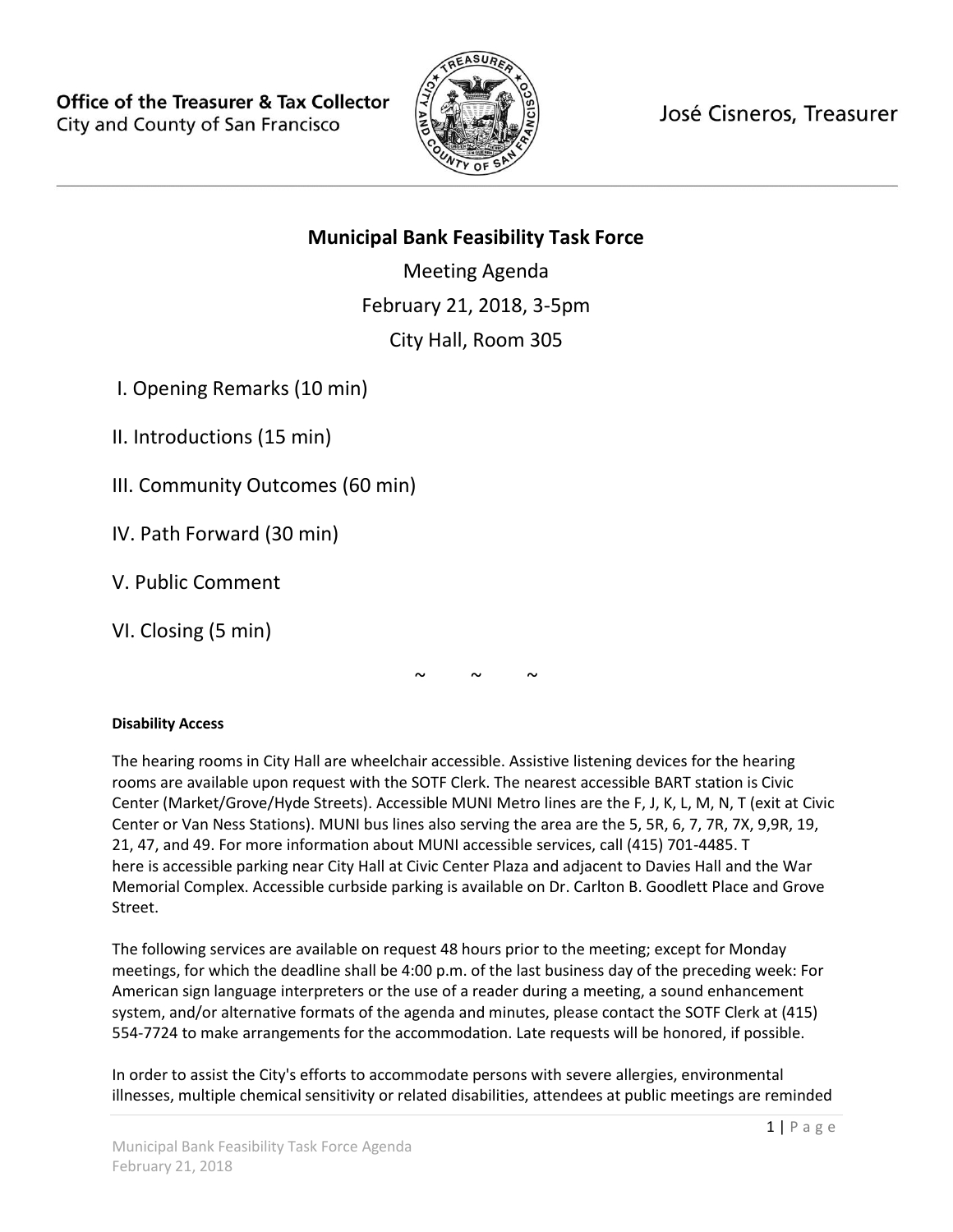Office of the Treasurer & Tax Collector
City and County of San Francisco

José Cisneros, Treasurer

---

# Municipal Bank Feasibility Task Force

Meeting Agenda

February 21, 2018, 3-5pm

City Hall, Room 305

I. Opening Remarks (10 min)

II. Introductions (15 min)

III. Community Outcomes (60 min)

IV. Path Forward (30 min)

V. Public Comment

VI. Closing (5 min)

~ ~ ~

**Disability Access**

The hearing rooms in City Hall are wheelchair accessible. Assistive listening devices for the hearing rooms are available upon request with the SOTF Clerk. The nearest accessible BART station is Civic Center (Market/Grove/Hyde Streets). Accessible MUNI Metro lines are the F, J, K, L, M, N, T (exit at Civic Center or Van Ness Stations). MUNI bus lines also serving the area are the 5, 5R, 6, 7, 7R, 7X, 9,9R, 19, 21, 47, and 49. For more information about MUNI accessible services, call (415) 701-4485. T here is accessible parking near City Hall at Civic Center Plaza and adjacent to Davies Hall and the War Memorial Complex. Accessible curbside parking is available on Dr. Carlton B. Goodlett Place and Grove Street.

The following services are available on request 48 hours prior to the meeting; except for Monday meetings, for which the deadline shall be 4:00 p.m. of the last business day of the preceding week: For American sign language interpreters or the use of a reader during a meeting, a sound enhancement system, and/or alternative formats of the agenda and minutes, please contact the SOTF Clerk at (415) 554-7724 to make arrangements for the accommodation. Late requests will be honored, if possible.

In order to assist the City's efforts to accommodate persons with severe allergies, environmental illnesses, multiple chemical sensitivity or related disabilities, attendees at public meetings are reminded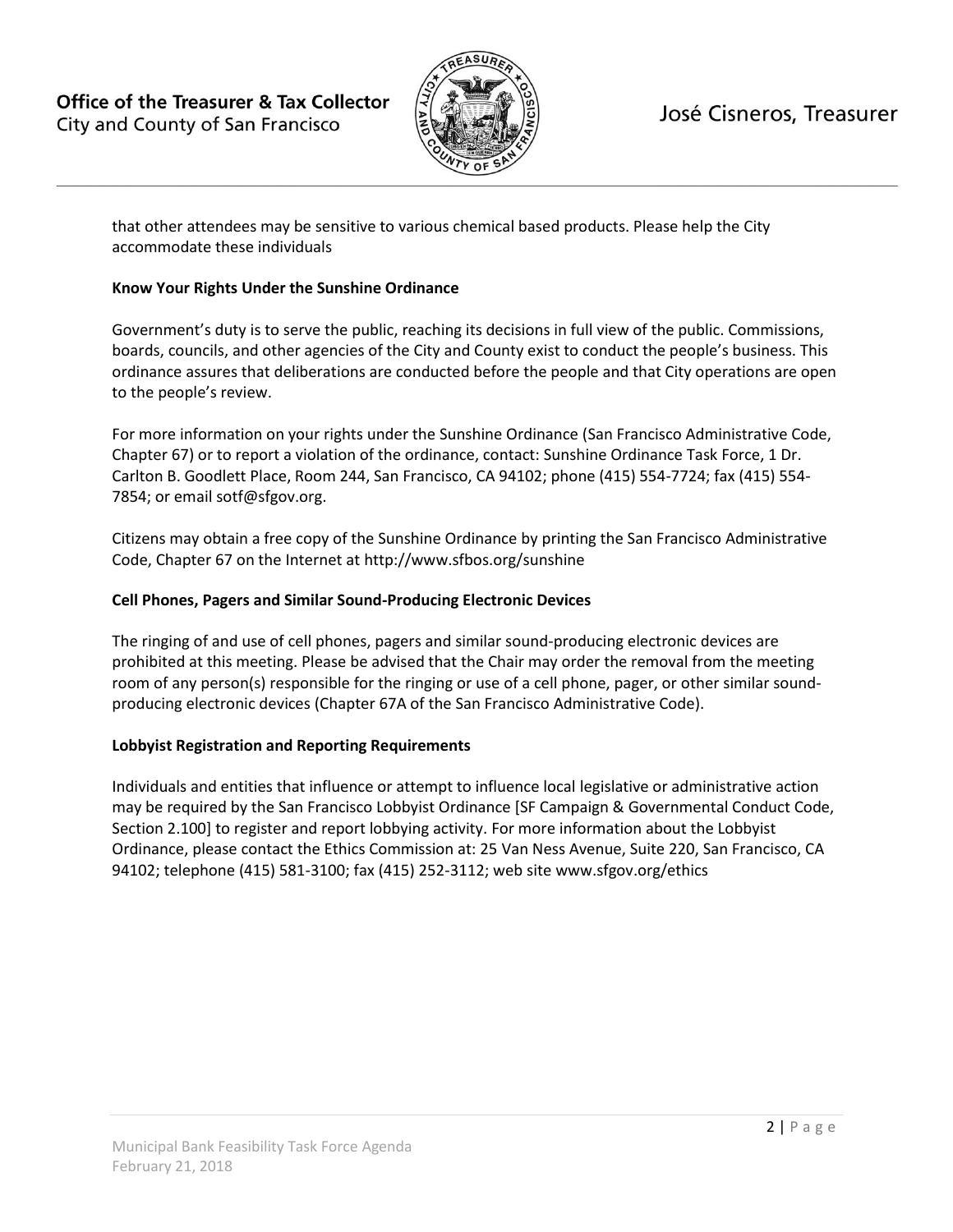that other attendees may be sensitive to various chemical based products. Please help the City accommodate these individuals

**Know Your Rights Under the Sunshine Ordinance**

Government's duty is to serve the public, reaching its decisions in full view of the public. Commissions, boards, councils, and other agencies of the City and County exist to conduct the people's business. This ordinance assures that deliberations are conducted before the people and that City operations are open to the people's review.

For more information on your rights under the Sunshine Ordinance (San Francisco Administrative Code, Chapter 67) or to report a violation of the ordinance, contact: Sunshine Ordinance Task Force, 1 Dr. Carlton B. Goodlett Place, Room 244, San Francisco, CA 94102; phone (415) 554-7724; fax (415) 554-7854; or email sotf@sfgov.org.

Citizens may obtain a free copy of the Sunshine Ordinance by printing the San Francisco Administrative Code, Chapter 67 on the Internet at http://www.sfbos.org/sunshine

**Cell Phones, Pagers and Similar Sound-Producing Electronic Devices**

The ringing of and use of cell phones, pagers and similar sound-producing electronic devices are prohibited at this meeting. Please be advised that the Chair may order the removal from the meeting room of any person(s) responsible for the ringing or use of a cell phone, pager, or other similar sound-producing electronic devices (Chapter 67A of the San Francisco Administrative Code).

**Lobbyist Registration and Reporting Requirements**

Individuals and entities that influence or attempt to influence local legislative or administrative action may be required by the San Francisco Lobbyist Ordinance [SF Campaign & Governmental Conduct Code, Section 2.100] to register and report lobbying activity. For more information about the Lobbyist Ordinance, please contact the Ethics Commission at: 25 Van Ness Avenue, Suite 220, San Francisco, CA 94102; telephone (415) 581-3100; fax (415) 252-3112; web site www.sfgov.org/ethics